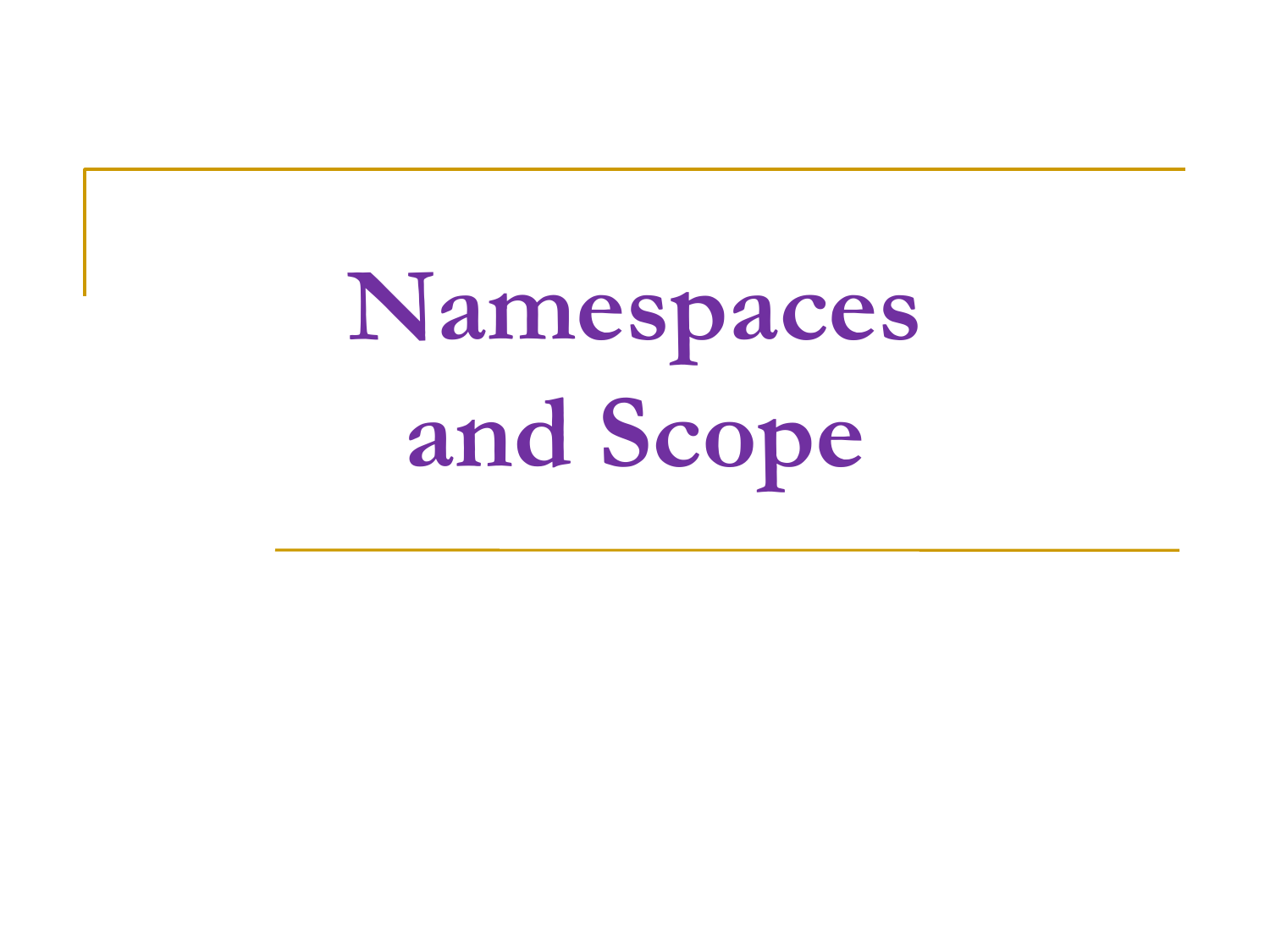# Namespaces and Scope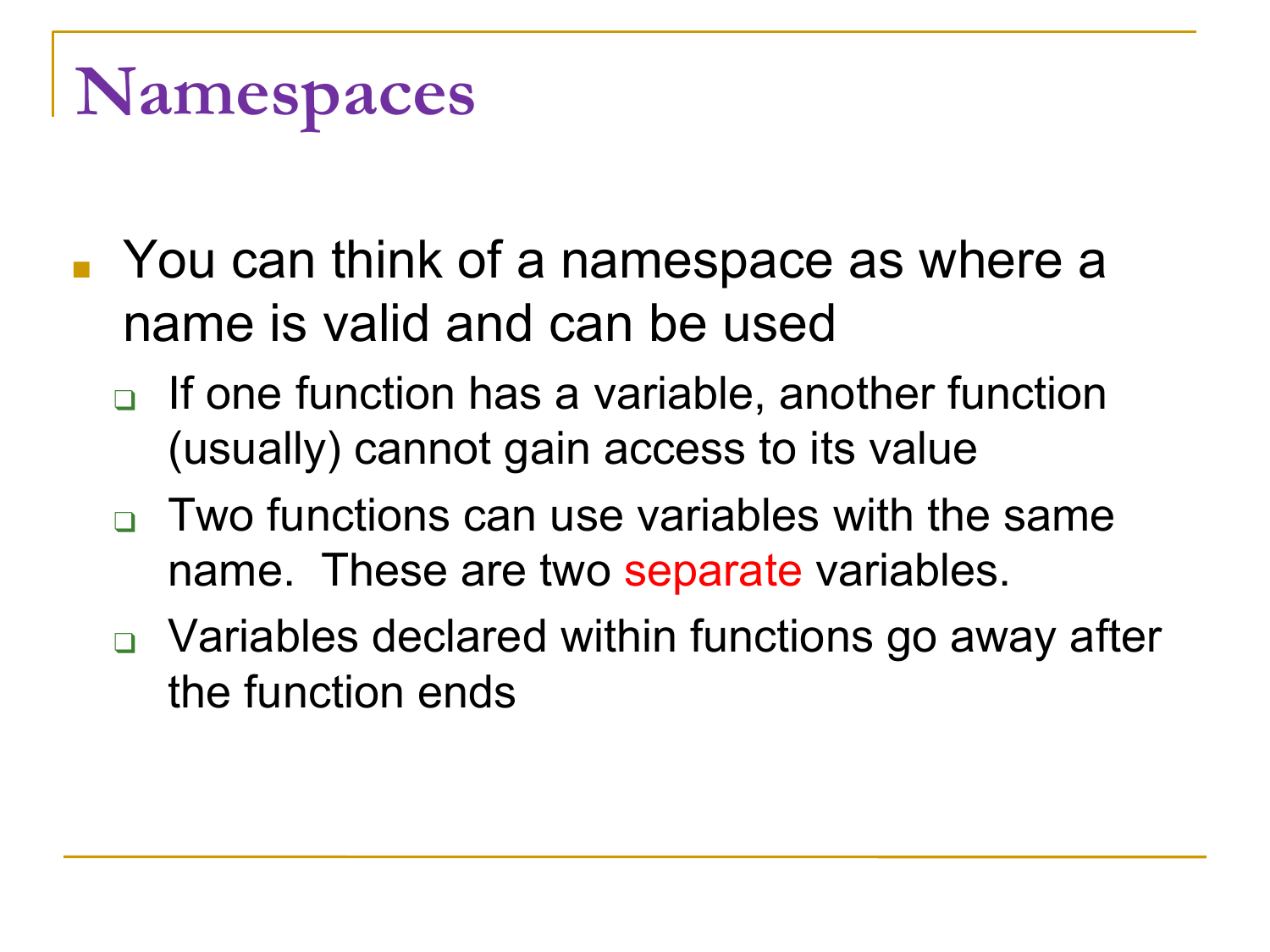# Namespaces

- You can think of a namespace as where a name is valid and can be used
  - If one function has a variable, another function (usually) cannot gain access to its value
  - Two functions can use variables with the same name. These are two separate variables.
  - Variables declared within functions go away after the function ends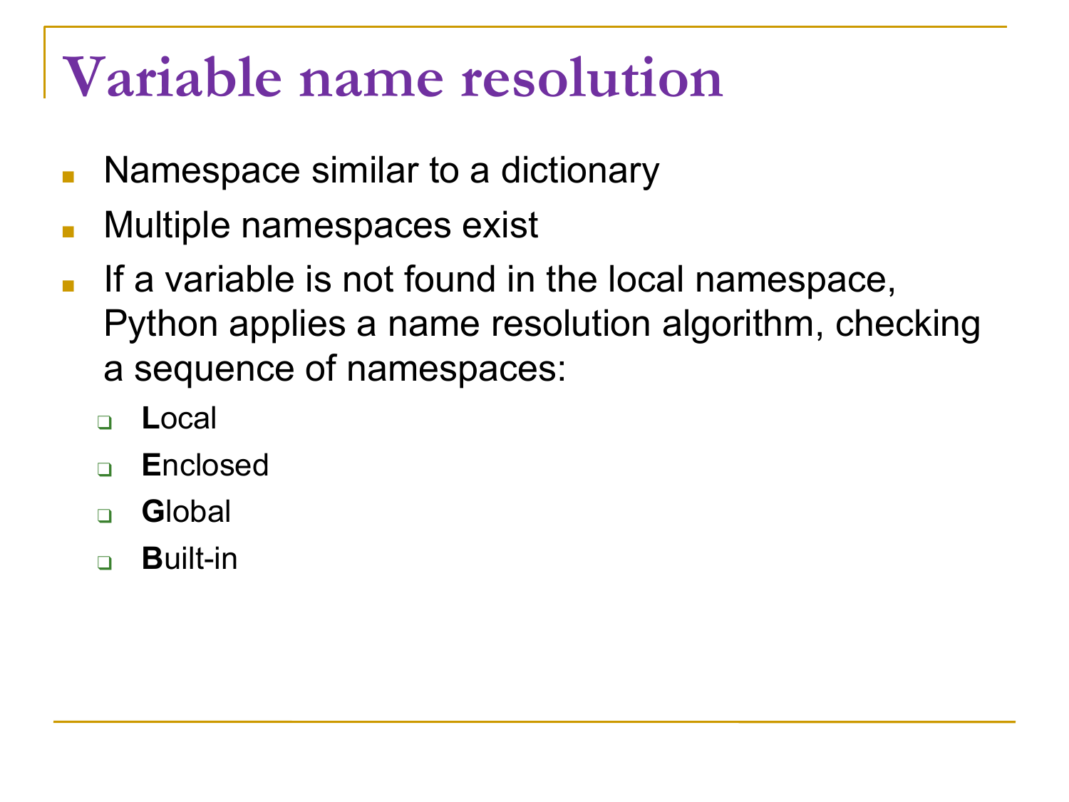# Variable name resolution

- Namespace similar to a dictionary
- Multiple namespaces exist
- If a variable is not found in the local namespace, Python applies a name resolution algorithm, checking a sequence of namespaces:
  - **L**ocal
  - **E**nclosed
  - **G**lobal
  - **B**uilt-in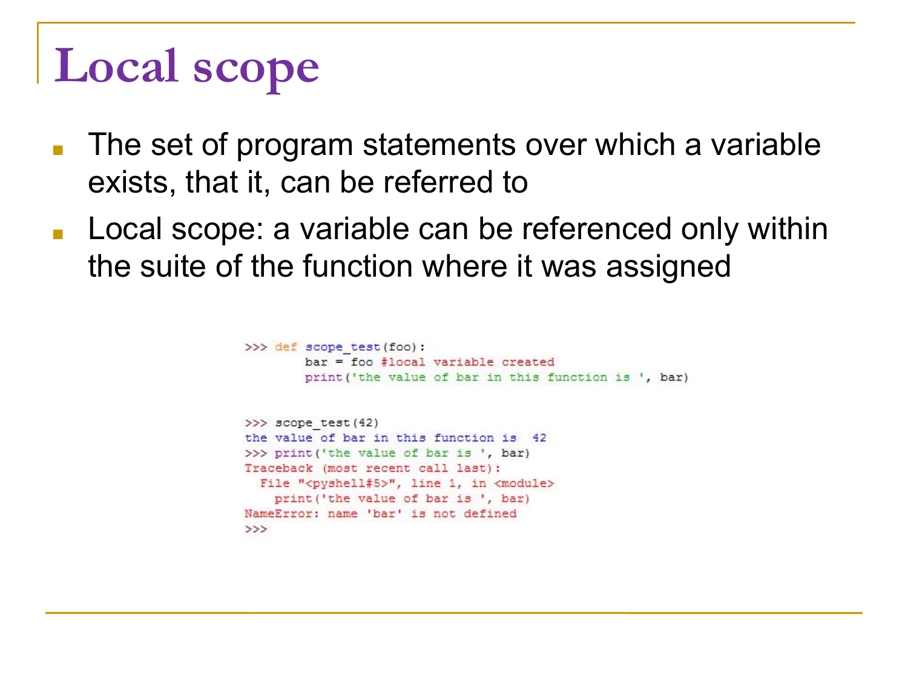# Local scope

- The set of program statements over which a variable exists, that it, can be referred to
- Local scope: a variable can be referenced only within the suite of the function where it was assigned

```
>>> def scope_test(foo):
        bar = foo #local variable created
        print('the value of bar in this function is ', bar)

>>> scope_test(42)
the value of bar in this function is  42
>>> print('the value of bar is ', bar)
Traceback (most recent call last):
  File "<pyshell#5>", line 1, in <module>
    print('the value of bar is ', bar)
NameError: name 'bar' is not defined
>>>
```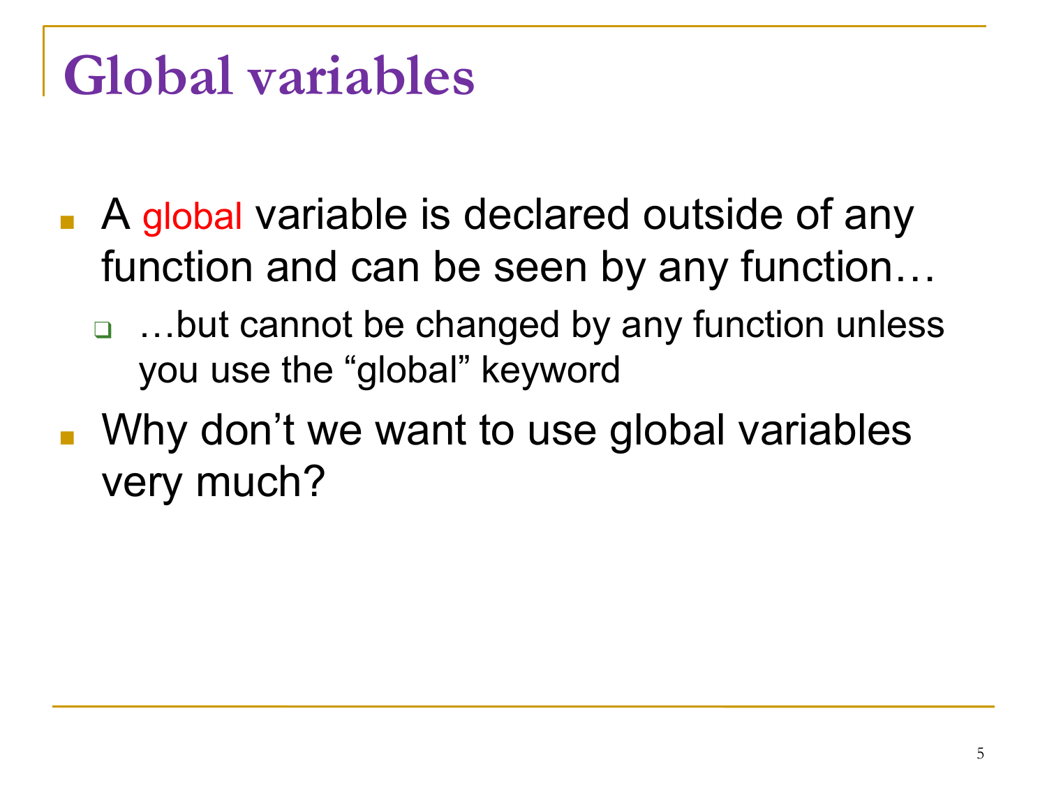# Global variables

- A global variable is declared outside of any function and can be seen by any function…
  - …but cannot be changed by any function unless you use the “global” keyword
- Why don’t we want to use global variables very much?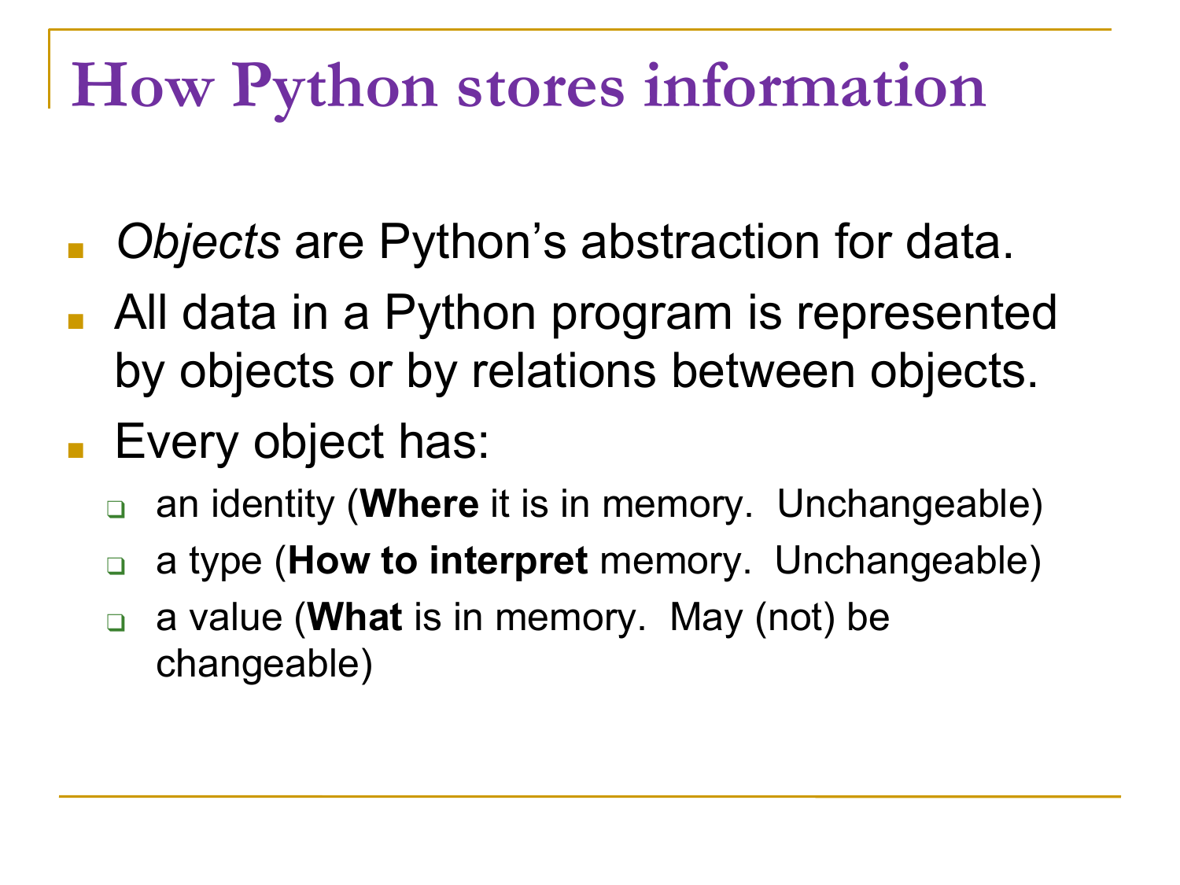# How Python stores information

- *Objects* are Python’s abstraction for data.
- All data in a Python program is represented by objects or by relations between objects.
- Every object has:
  - an identity (**Where** it is in memory. Unchangeable)
  - a type (**How to interpret** memory. Unchangeable)
  - a value (**What** is in memory. May (not) be changeable)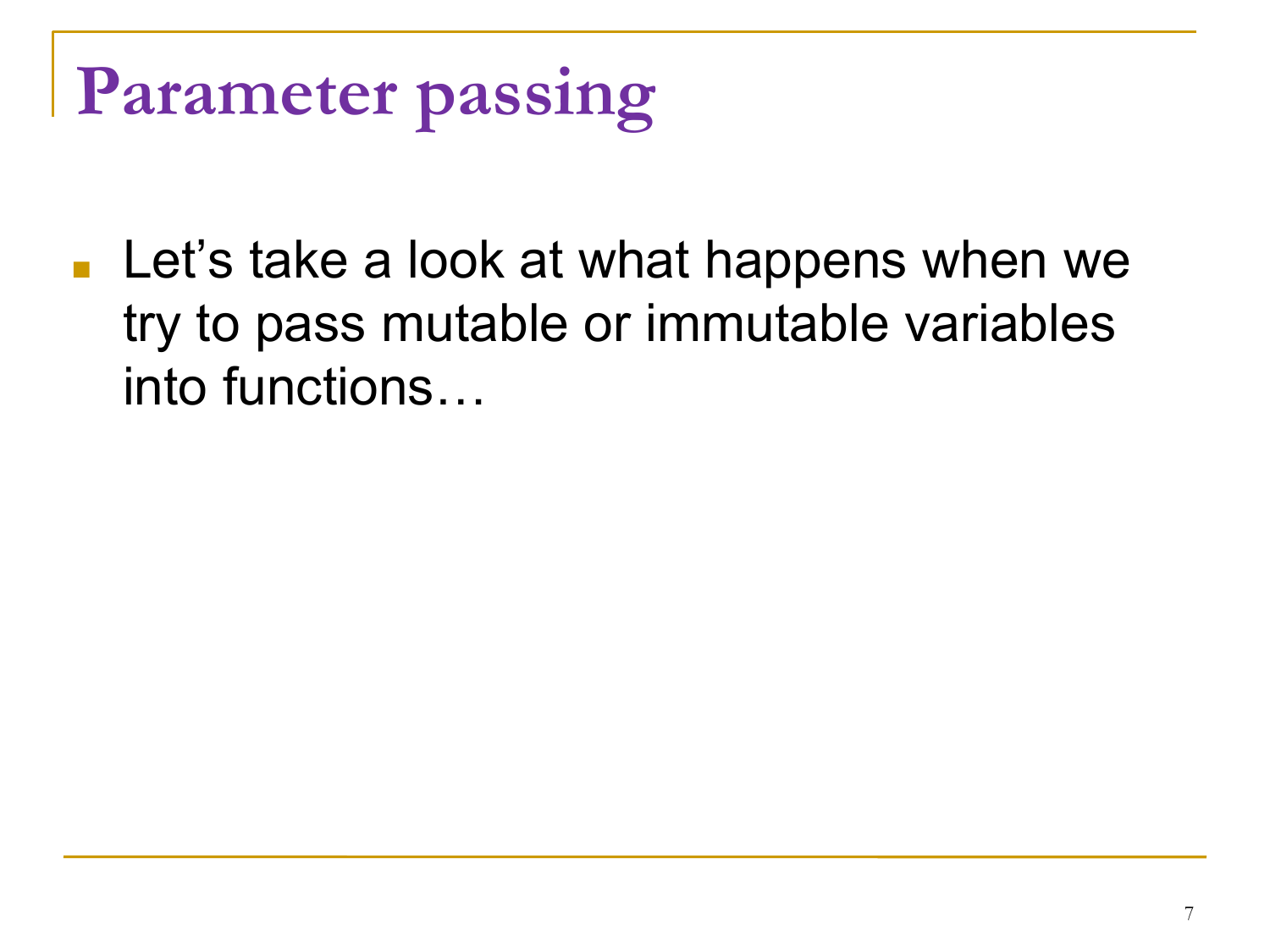# Parameter passing

- Let's take a look at what happens when we try to pass mutable or immutable variables into functions…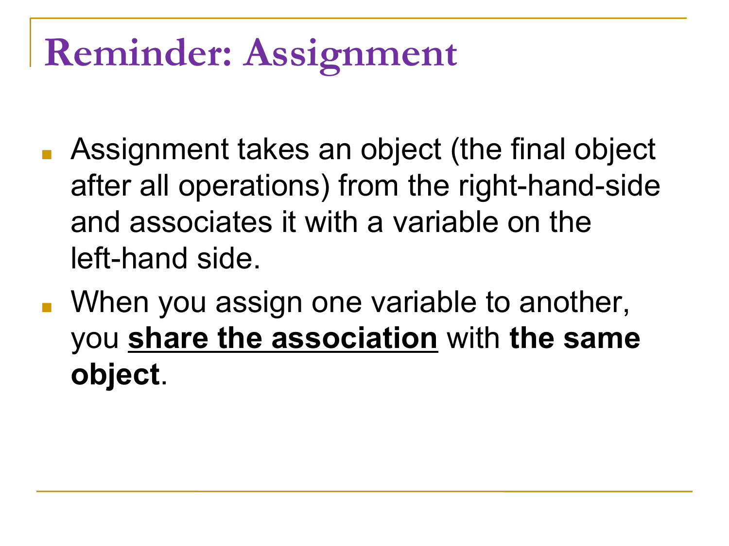# Reminder: Assignment

- Assignment takes an object (the final object after all operations) from the right-hand-side and associates it with a variable on the left-hand side.
- When you assign one variable to another, you <u>**share the association**</u> with **the same object**.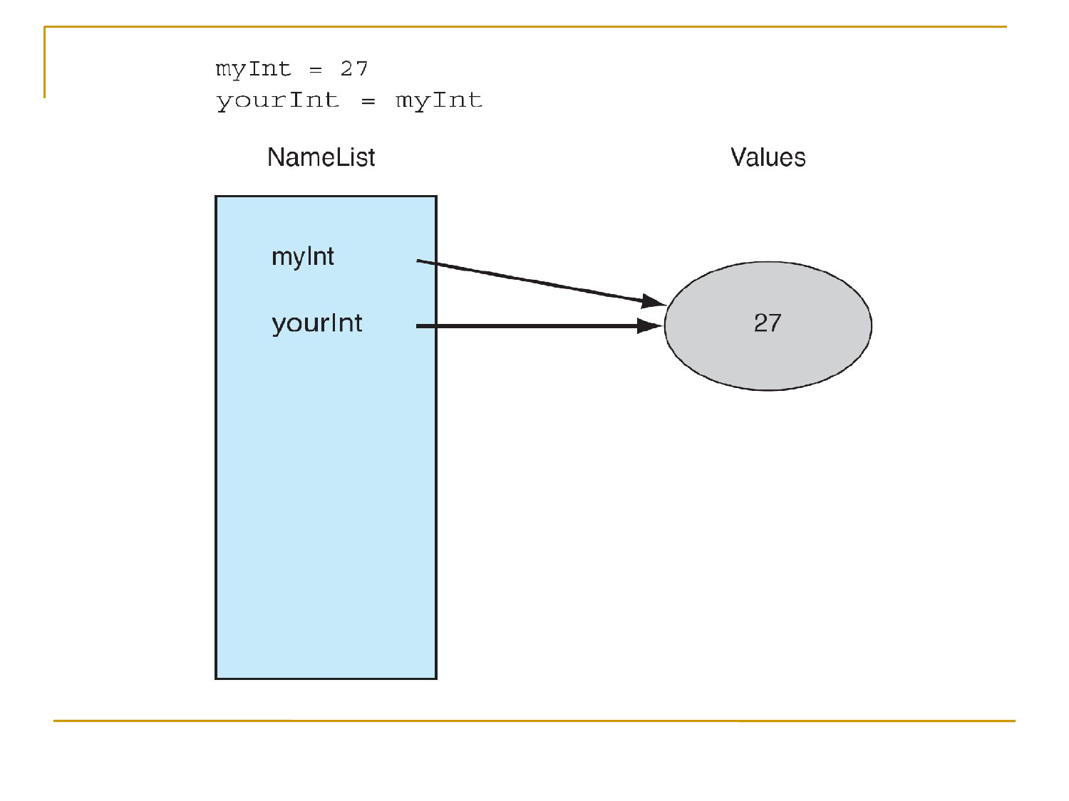```
myInt = 27
yourInt = myInt
```

NameList

Values

myInt

yourInt

27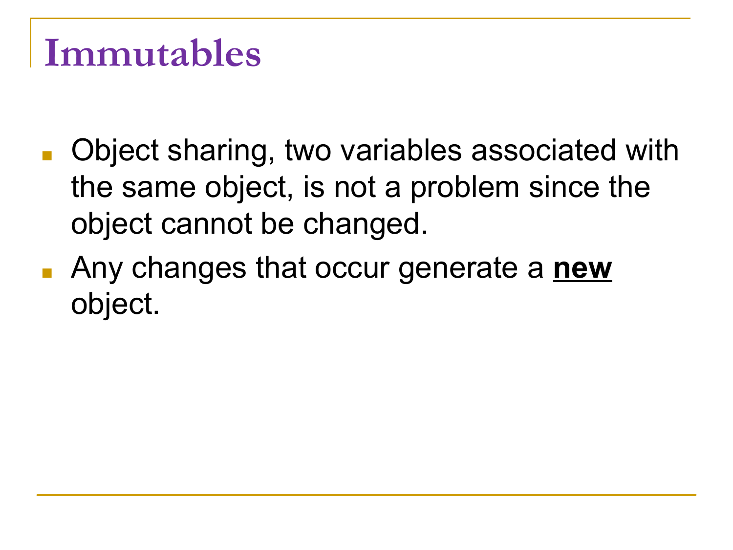# Immutables

- Object sharing, two variables associated with the same object, is not a problem since the object cannot be changed.
- Any changes that occur generate a <u>**new**</u> object.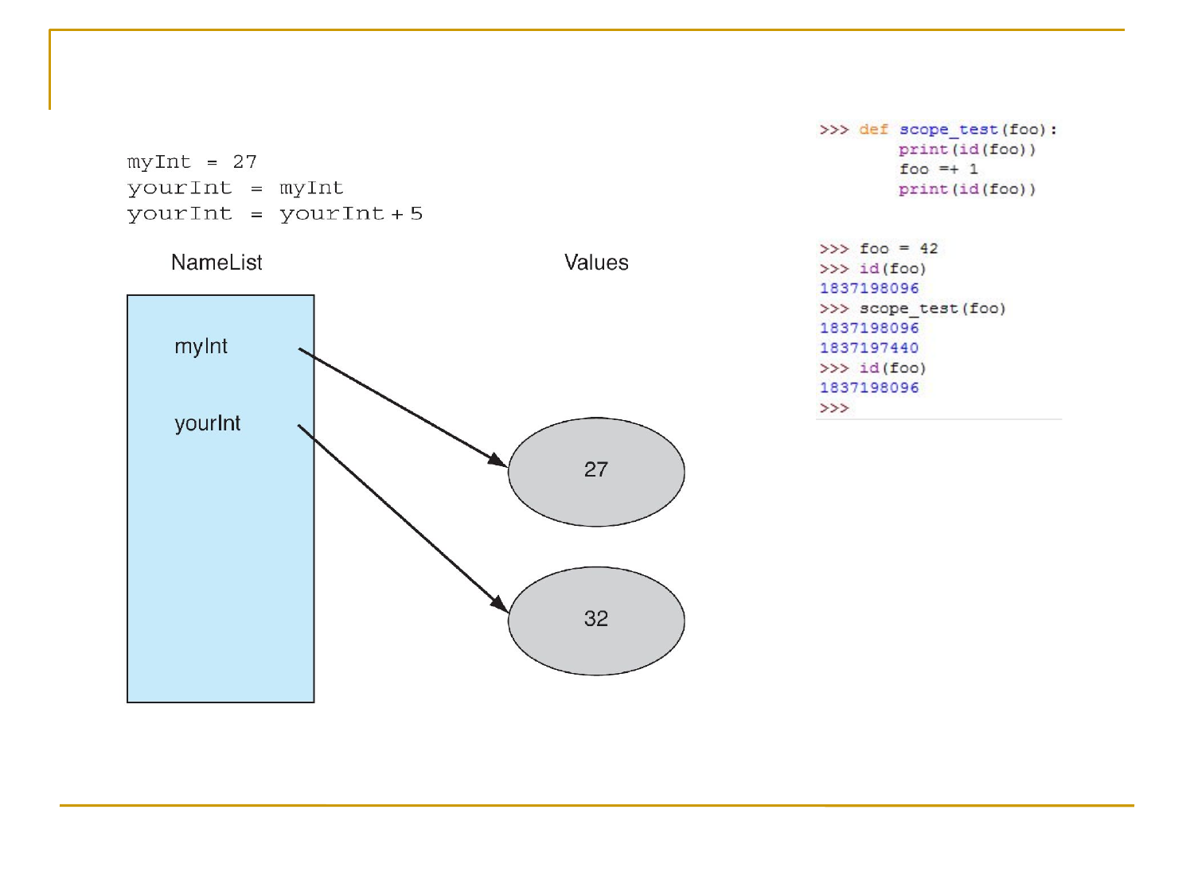```
myInt = 27
yourInt = myInt
yourInt = yourInt + 5
```

NameList

Values

myInt

yourInt

27

32

```
>>> def scope_test(foo):
        print(id(foo))
        foo =+ 1
        print(id(foo))

>>> foo = 42
>>> id(foo)
1837198096
>>> scope_test(foo)
1837198096
1837197440
>>> id(foo)
1837198096
>>>
```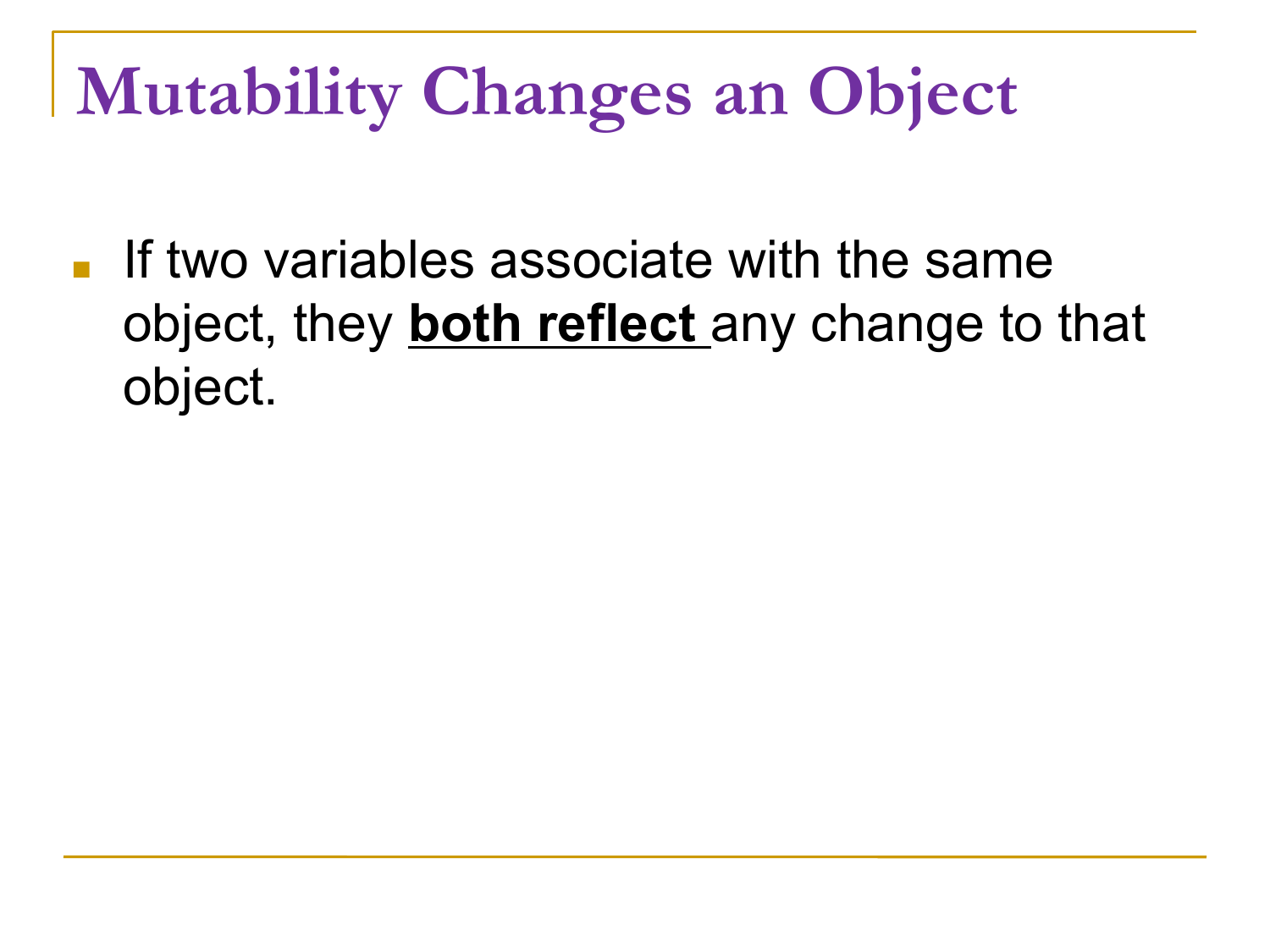# Mutability Changes an Object

- If two variables associate with the same object, they **both reflect** any change to that object.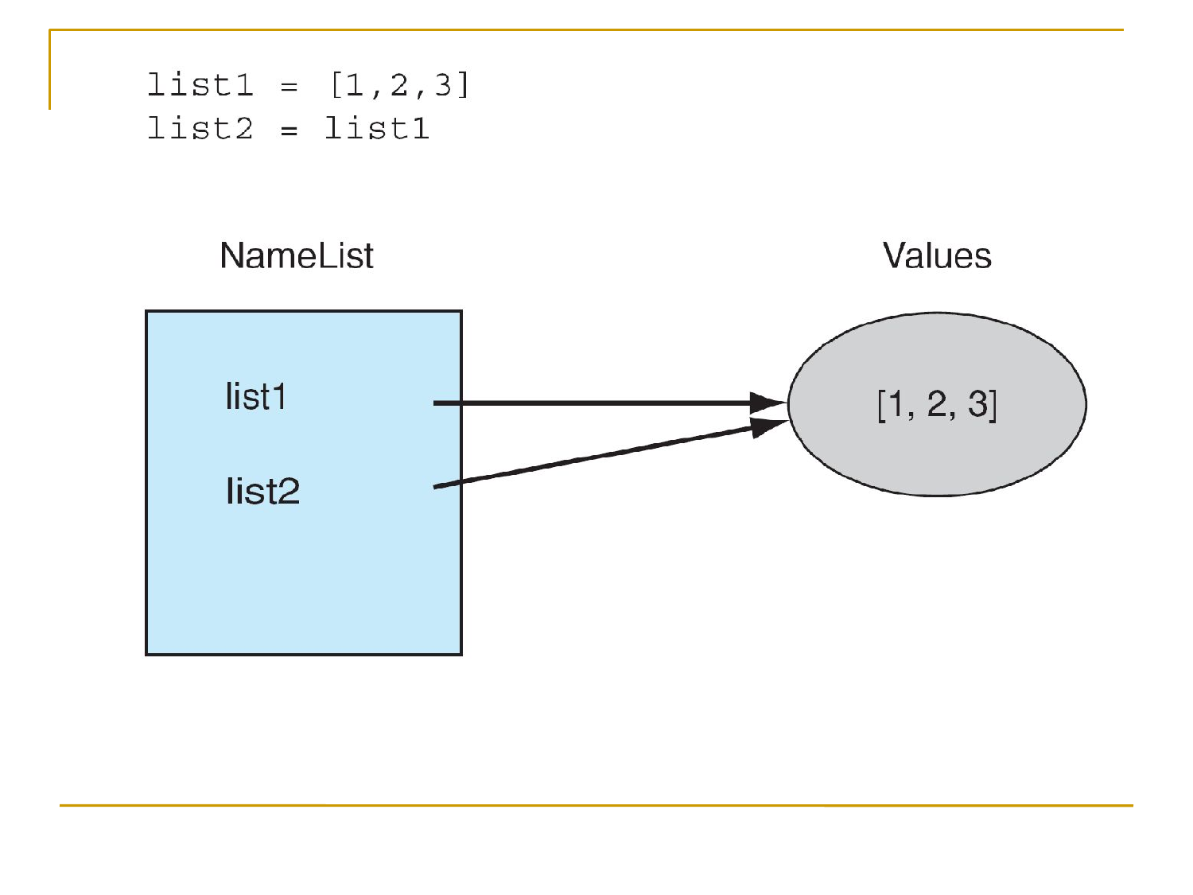```
list1 = [1,2,3]
list2 = list1
```

NameList

list1

list2

Values

[1, 2, 3]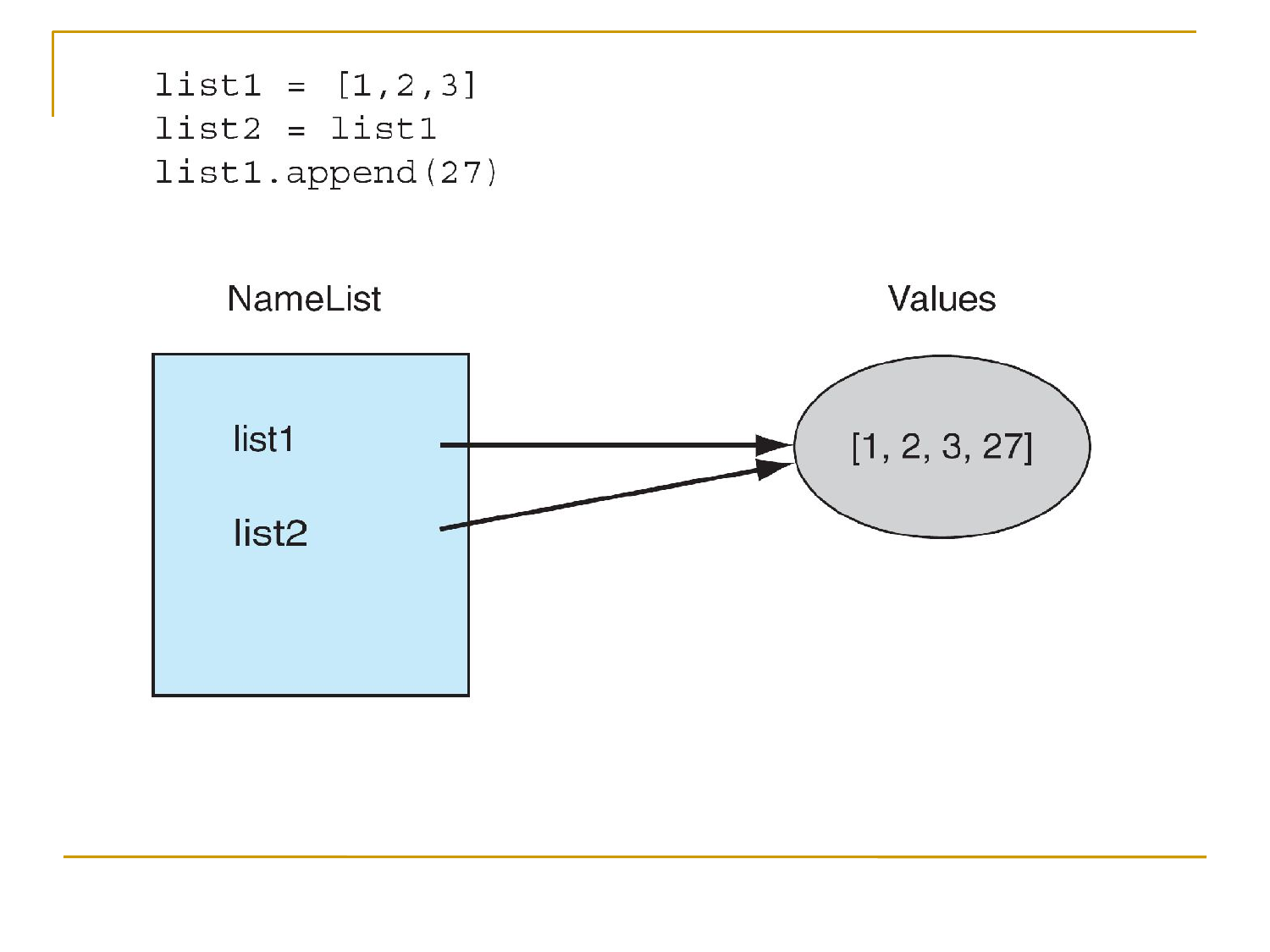```
list1 = [1,2,3]
list2 = list1
list1.append(27)
```

NameList

list1

list2

Values

[1, 2, 3, 27]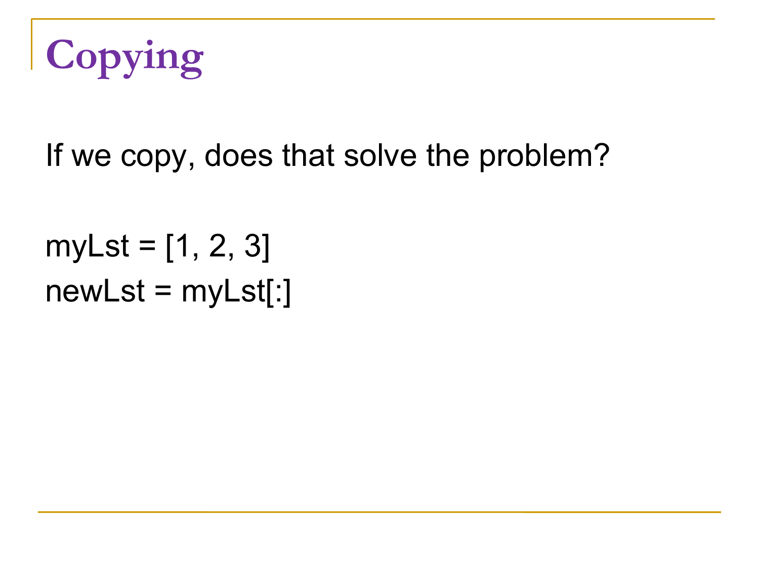# Copying

If we copy, does that solve the problem?

```
myLst = [1, 2, 3]
newLst = myLst[:]
```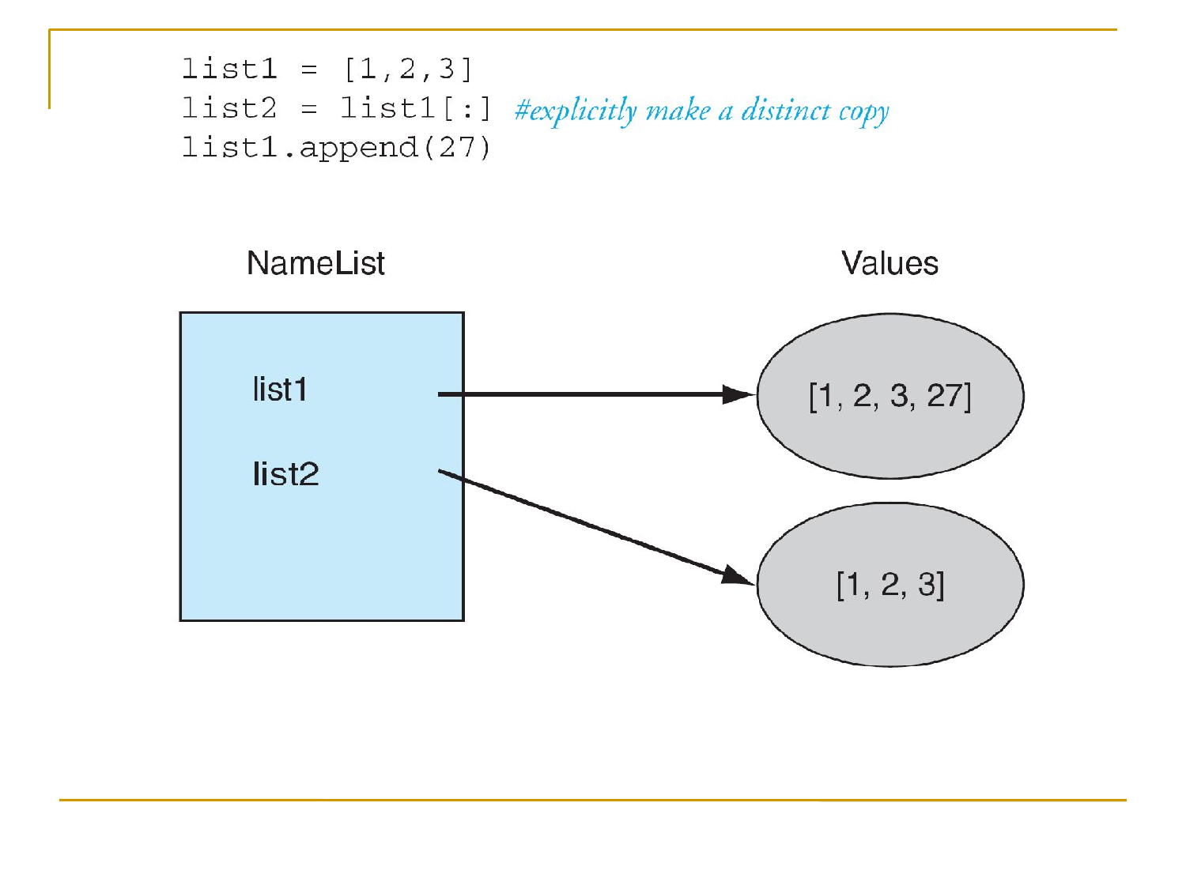```
list1 = [1,2,3]
list2 = list1[:] #explicitly make a distinct copy
list1.append(27)
```

NameList

list1

list2

Values

[1, 2, 3, 27]

[1, 2, 3]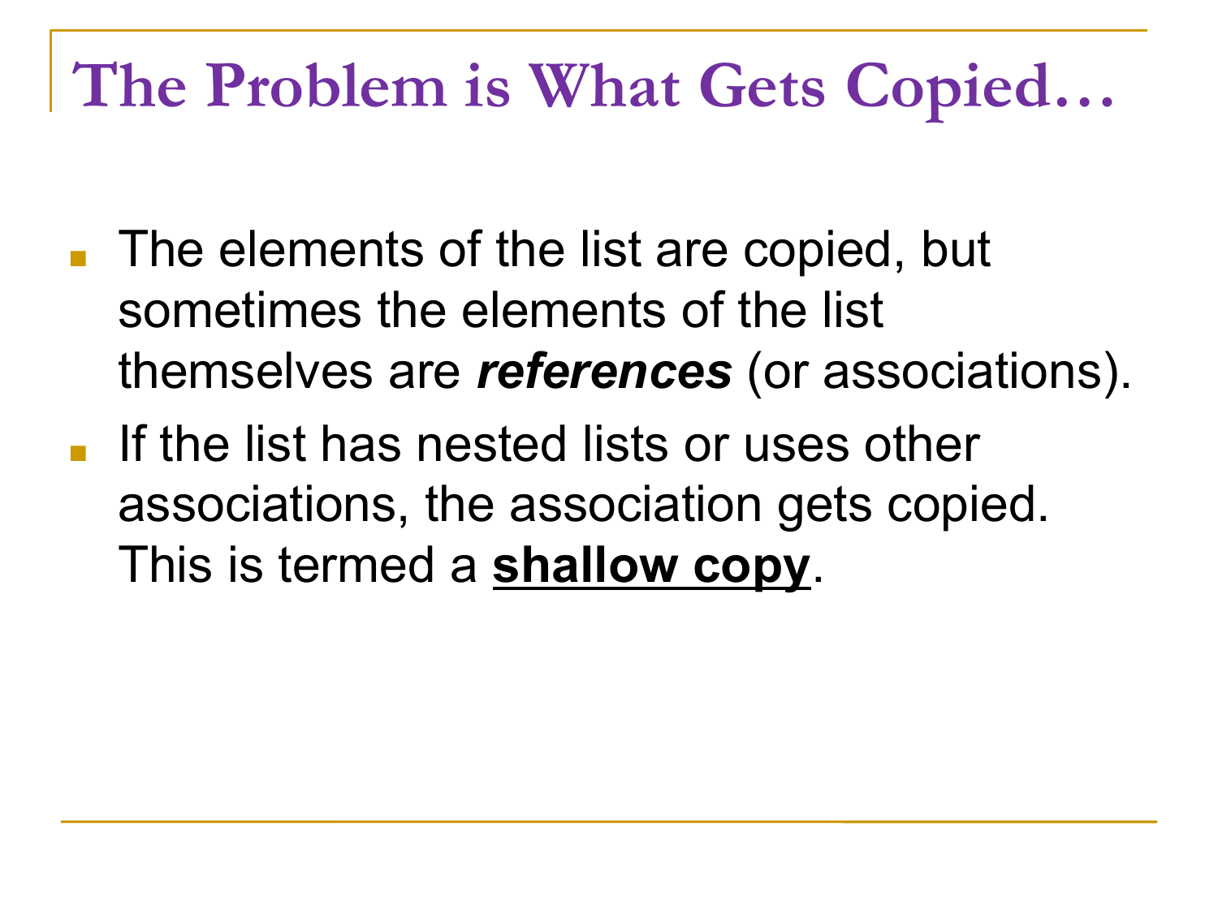# The Problem is What Gets Copied…

- The elements of the list are copied, but sometimes the elements of the list themselves are ***references*** (or associations).
- If the list has nested lists or uses other associations, the association gets copied. This is termed a **<u>shallow copy</u>**.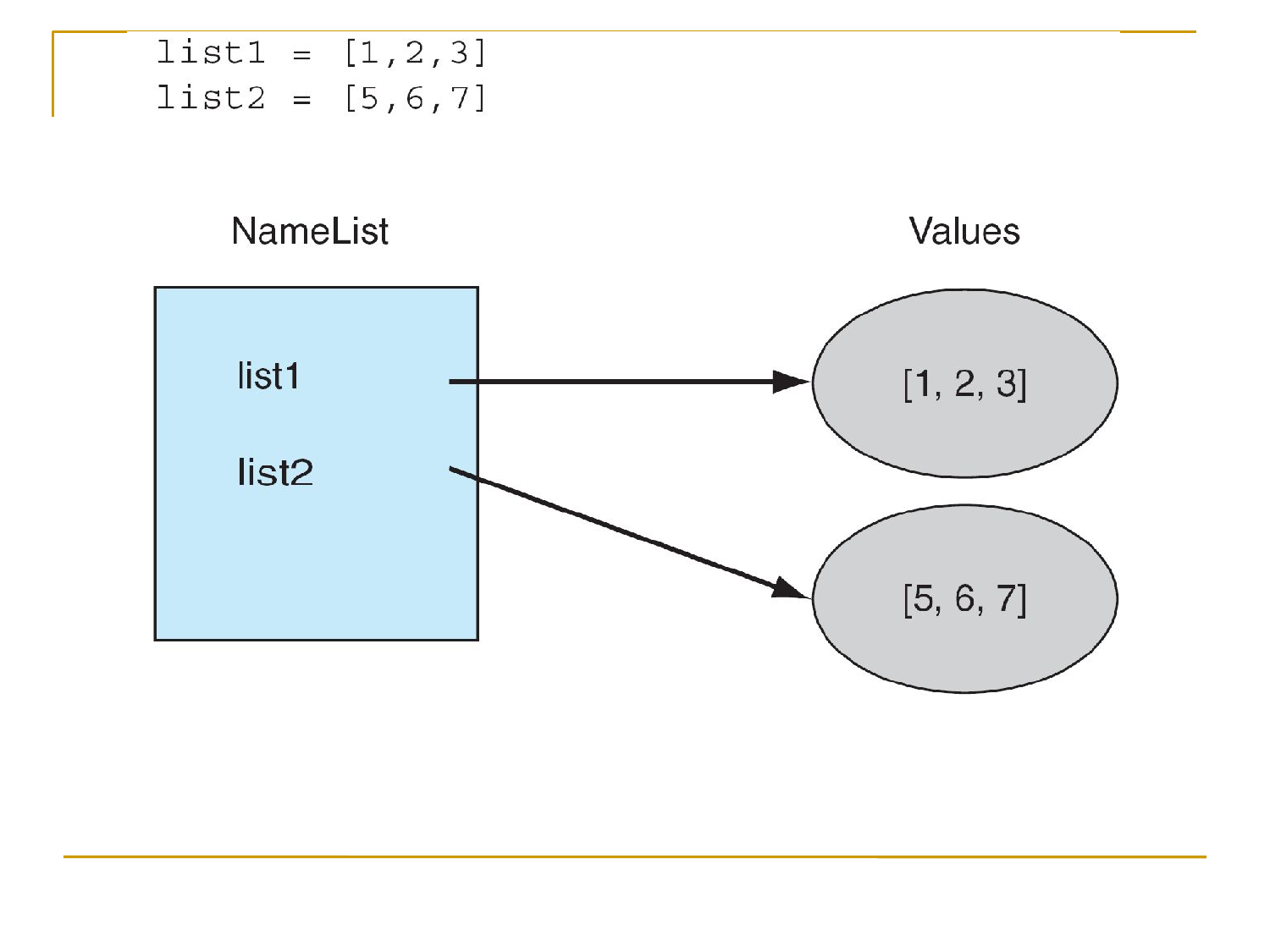```
list1 = [1,2,3]
list2 = [5,6,7]
```

NameList

list1

list2

Values

[1, 2, 3]

[5, 6, 7]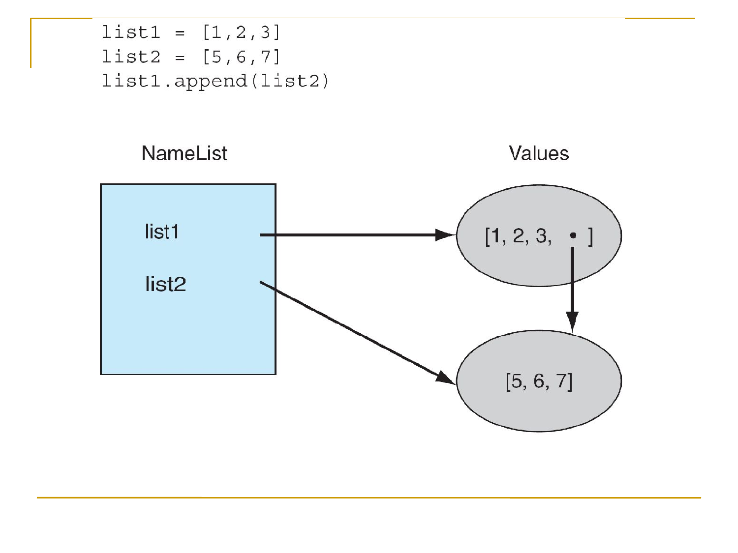```
list1 = [1,2,3]
list2 = [5,6,7]
list1.append(list2)
```

NameList

list1

list2

Values

[1, 2, 3, • ]

[5, 6, 7]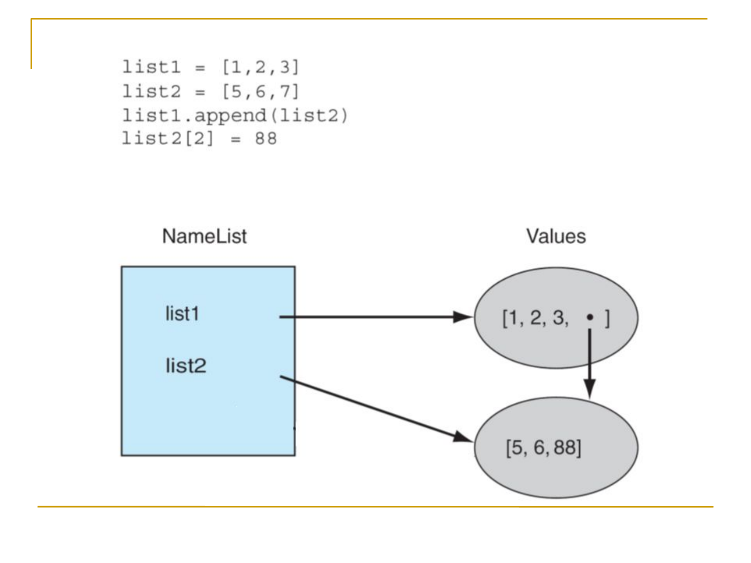```
list1 = [1,2,3]
list2 = [5,6,7]
list1.append(list2)
list2[2] = 88
```

NameList

Values

list1

list2

[1, 2, 3, • ]

[5, 6, 88]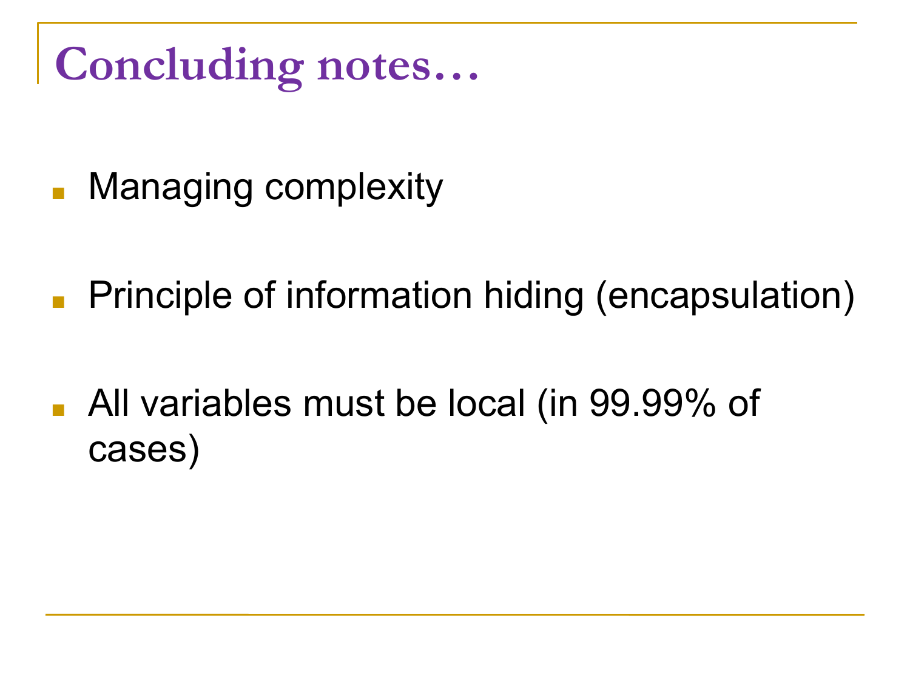# Concluding notes…

- Managing complexity
- Principle of information hiding (encapsulation)
- All variables must be local (in 99.99% of cases)